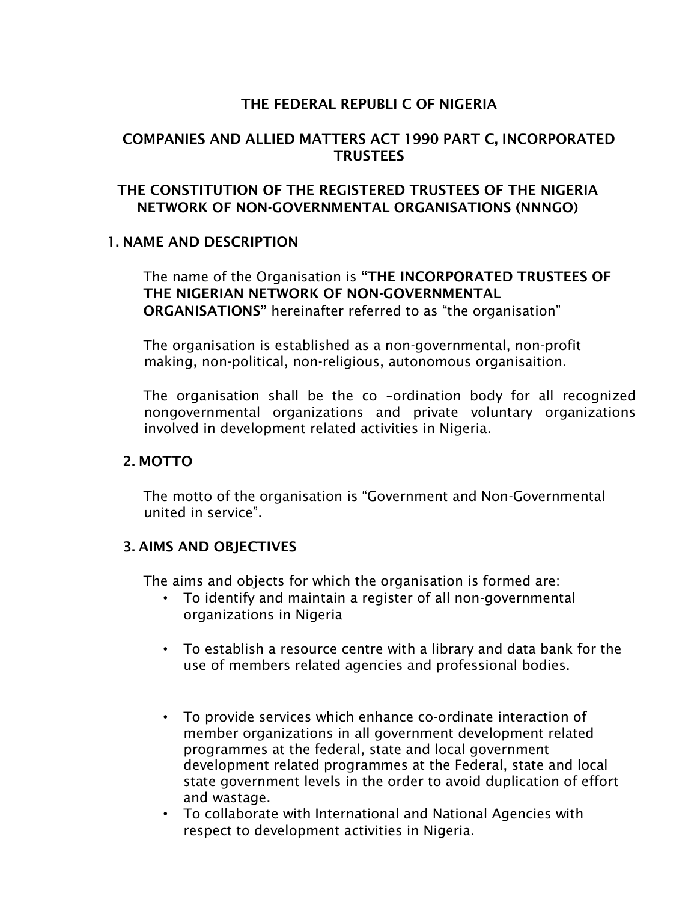**THE FEDERAL REPUBLI C OF NIGERIA**

**COMPANIES AND ALLIED MATTERS ACT 1990 PART C, INCORPORATED TRUSTEES**

**THE CONSTITUTION OF THE REGISTERED TRUSTEES OF THE NIGERIA NETWORK OF NON-GOVERNMENTAL ORGANISATIONS (NNNGO)**

## 1. NAME AND DESCRIPTION

The name of the Organisation is **"THE INCORPORATED TRUSTEES OF THE NIGERIAN NETWORK OF NON-GOVERNMENTAL ORGANISATIONS"** hereinafter referred to as "the organisation"

The organisation is established as a non-governmental, non-profit making, non-political, non-religious, autonomous organisaition.

The organisation shall be the co –ordination body for all recognized nongovernmental organizations and private voluntary organizations involved in development related activities in Nigeria.

## 2. MOTTO

The motto of the organisation is "Government and Non-Governmental united in service".

## 3. AIMS AND OBJECTIVES

The aims and objects for which the organisation is formed are:

- To identify and maintain a register of all non-governmental organizations in Nigeria
- To establish a resource centre with a library and data bank for the use of members related agencies and professional bodies.
- To provide services which enhance co-ordinate interaction of member organizations in all government development related programmes at the federal, state and local government development related programmes at the Federal, state and local state government levels in the order to avoid duplication of effort and wastage.
- To collaborate with International and National Agencies with respect to development activities in Nigeria.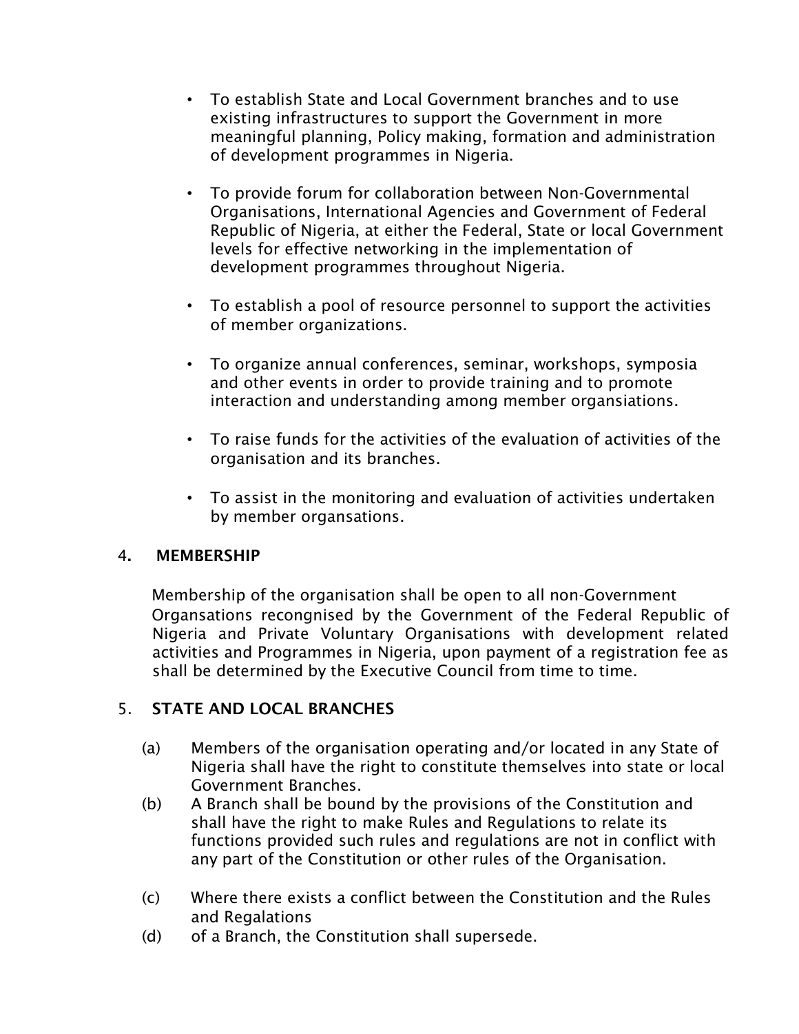- To establish State and Local Government branches and to use existing infrastructures to support the Government in more meaningful planning, Policy making, formation and administration of development programmes in Nigeria.

- To provide forum for collaboration between Non-Governmental Organisations, International Agencies and Government of Federal Republic of Nigeria, at either the Federal, State or local Government levels for effective networking in the implementation of development programmes throughout Nigeria.

- To establish a pool of resource personnel to support the activities of member organizations.

- To organize annual conferences, seminar, workshops, symposia and other events in order to provide training and to promote interaction and understanding among member organsiations.

- To raise funds for the activities of the evaluation of activities of the organisation and its branches.

- To assist in the monitoring and evaluation of activities undertaken by member organsations.

## 4. MEMBERSHIP

Membership of the organisation shall be open to all non-Government Organsations recongnised by the Government of the Federal Republic of Nigeria and Private Voluntary Organisations with development related activities and Programmes in Nigeria, upon payment of a registration fee as shall be determined by the Executive Council from time to time.

## 5. STATE AND LOCAL BRANCHES

(a) Members of the organisation operating and/or located in any State of Nigeria shall have the right to constitute themselves into state or local Government Branches.

(b) A Branch shall be bound by the provisions of the Constitution and shall have the right to make Rules and Regulations to relate its functions provided such rules and regulations are not in conflict with any part of the Constitution or other rules of the Organisation.

(c) Where there exists a conflict between the Constitution and the Rules and Regalations

(d) of a Branch, the Constitution shall supersede.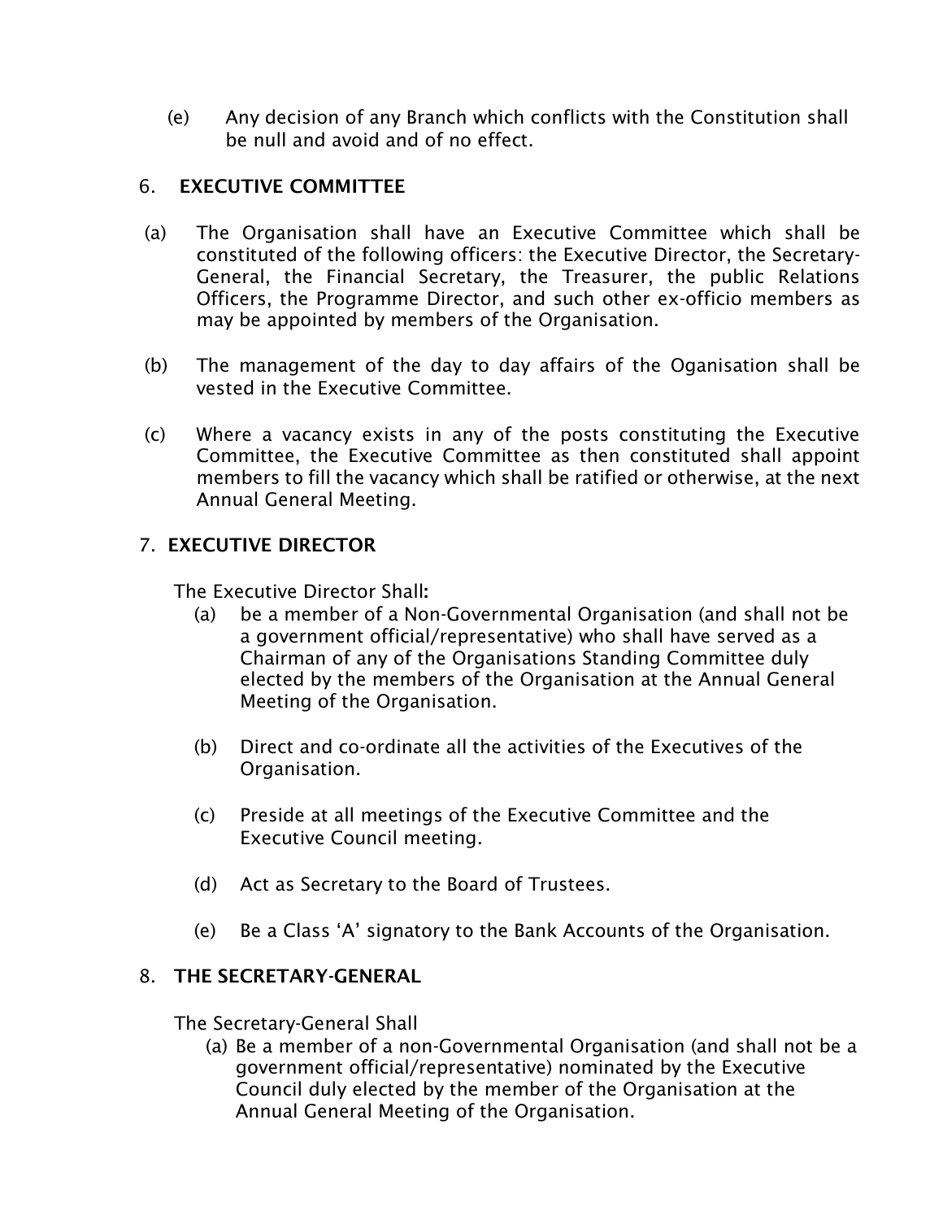(e) Any decision of any Branch which conflicts with the Constitution shall be null and avoid and of no effect.

## 6. EXECUTIVE COMMITTEE

(a) The Organisation shall have an Executive Committee which shall be constituted of the following officers: the Executive Director, the Secretary-General, the Financial Secretary, the Treasurer, the public Relations Officers, the Programme Director, and such other ex-officio members as may be appointed by members of the Organisation.

(b) The management of the day to day affairs of the Oganisation shall be vested in the Executive Committee.

(c) Where a vacancy exists in any of the posts constituting the Executive Committee, the Executive Committee as then constituted shall appoint members to fill the vacancy which shall be ratified or otherwise, at the next Annual General Meeting.

## 7. EXECUTIVE DIRECTOR

The Executive Director Shall**:**

(a) be a member of a Non-Governmental Organisation (and shall not be a government official/representative) who shall have served as a Chairman of any of the Organisations Standing Committee duly elected by the members of the Organisation at the Annual General Meeting of the Organisation.

(b) Direct and co-ordinate all the activities of the Executives of the Organisation.

(c) Preside at all meetings of the Executive Committee and the Executive Council meeting.

(d) Act as Secretary to the Board of Trustees.

(e) Be a Class 'A' signatory to the Bank Accounts of the Organisation.

## 8. THE SECRETARY-GENERAL

The Secretary-General Shall

(a) Be a member of a non-Governmental Organisation (and shall not be a government official/representative) nominated by the Executive Council duly elected by the member of the Organisation at the Annual General Meeting of the Organisation.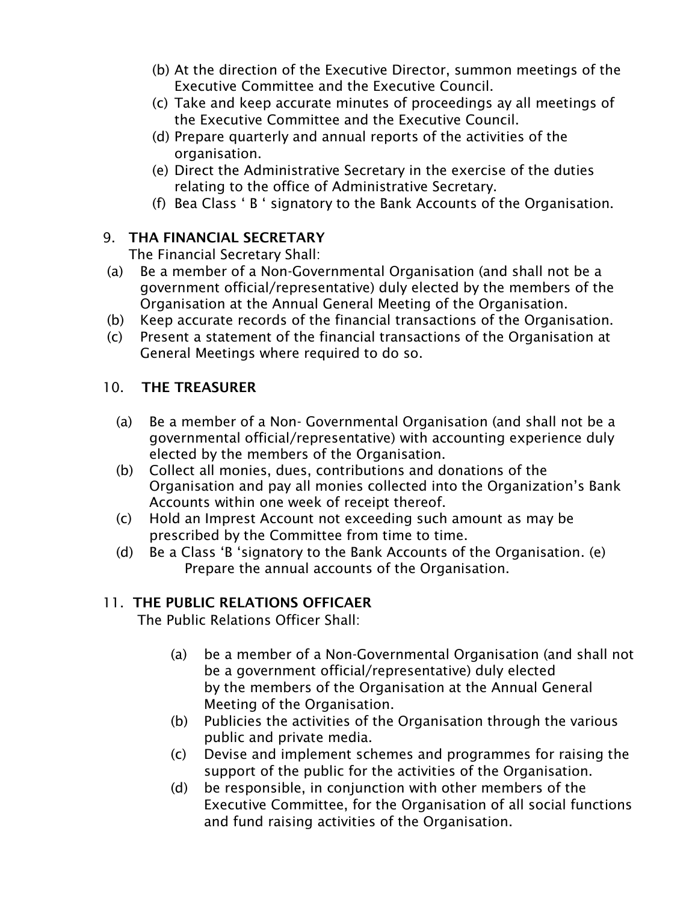(b) At the direction of the Executive Director, summon meetings of the Executive Committee and the Executive Council.
(c) Take and keep accurate minutes of proceedings ay all meetings of the Executive Committee and the Executive Council.
(d) Prepare quarterly and annual reports of the activities of the organisation.
(e) Direct the Administrative Secretary in the exercise of the duties relating to the office of Administrative Secretary.
(f) Bea Class ' B ' signatory to the Bank Accounts of the Organisation.

## 9. THA FINANCIAL SECRETARY

The Financial Secretary Shall:

(a) Be a member of a Non-Governmental Organisation (and shall not be a government official/representative) duly elected by the members of the Organisation at the Annual General Meeting of the Organisation.
(b) Keep accurate records of the financial transactions of the Organisation.
(c) Present a statement of the financial transactions of the Organisation at General Meetings where required to do so.

## 10. THE TREASURER

(a) Be a member of a Non- Governmental Organisation (and shall not be a governmental official/representative) with accounting experience duly elected by the members of the Organisation.
(b) Collect all monies, dues, contributions and donations of the Organisation and pay all monies collected into the Organization's Bank Accounts within one week of receipt thereof.
(c) Hold an Impreest Account not exceeding such amount as may be prescribed by the Committee from time to time.
(d) Be a Class 'B 'signatory to the Bank Accounts of the Organisation. (e) Prepare the annual accounts of the Organisation.

## 11. THE PUBLIC RELATIONS OFFICAER

The Public Relations Officer Shall:

(a) be a member of a Non-Governmental Organisation (and shall not be a government official/representative) duly elected by the members of the Organisation at the Annual General Meeting of the Organisation.
(b) Publicies the activities of the Organisation through the various public and private media.
(c) Devise and implement schemes and programmes for raising the support of the public for the activities of the Organisation.
(d) be responsible, in conjunction with other members of the Executive Committee, for the Organisation of all social functions and fund raising activities of the Organisation.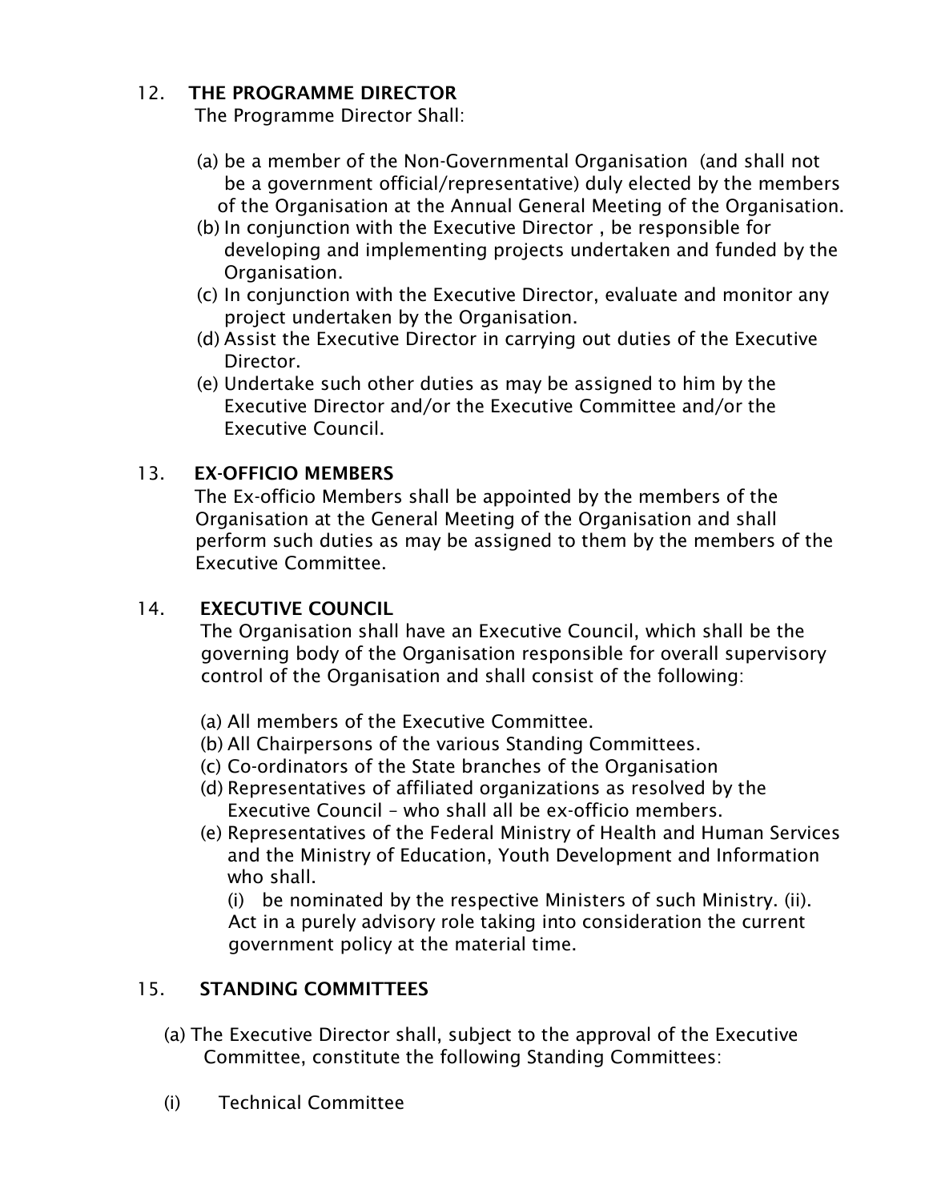## 12. THE PROGRAMME DIRECTOR

The Programme Director Shall:

(a) be a member of the Non-Governmental Organisation (and shall not be a government official/representative) duly elected by the members of the Organisation at the Annual General Meeting of the Organisation.
(b) In conjunction with the Executive Director , be responsible for developing and implementing projects undertaken and funded by the Organisation.
(c) In conjunction with the Executive Director, evaluate and monitor any project undertaken by the Organisation.
(d) Assist the Executive Director in carrying out duties of the Executive Director.
(e) Undertake such other duties as may be assigned to him by the Executive Director and/or the Executive Committee and/or the Executive Council.

## 13. EX-OFFICIO MEMBERS

The Ex-officio Members shall be appointed by the members of the Organisation at the General Meeting of the Organisation and shall perform such duties as may be assigned to them by the members of the Executive Committee.

## 14. EXECUTIVE COUNCIL

The Organisation shall have an Executive Council, which shall be the governing body of the Organisation responsible for overall supervisory control of the Organisation and shall consist of the following:

(a) All members of the Executive Committee.
(b) All Chairpersons of the various Standing Committees.
(c) Co-ordinators of the State branches of the Organisation
(d) Representatives of affiliated organizations as resolved by the Executive Council – who shall all be ex-officio members.
(e) Representatives of the Federal Ministry of Health and Human Services and the Ministry of Education, Youth Development and Information who shall.

(i) be nominated by the respective Ministers of such Ministry. (ii). Act in a purely advisory role taking into consideration the current government policy at the material time.

## 15. STANDING COMMITTEES

(a) The Executive Director shall, subject to the approval of the Executive Committee, constitute the following Standing Committees:

(i) Technical Committee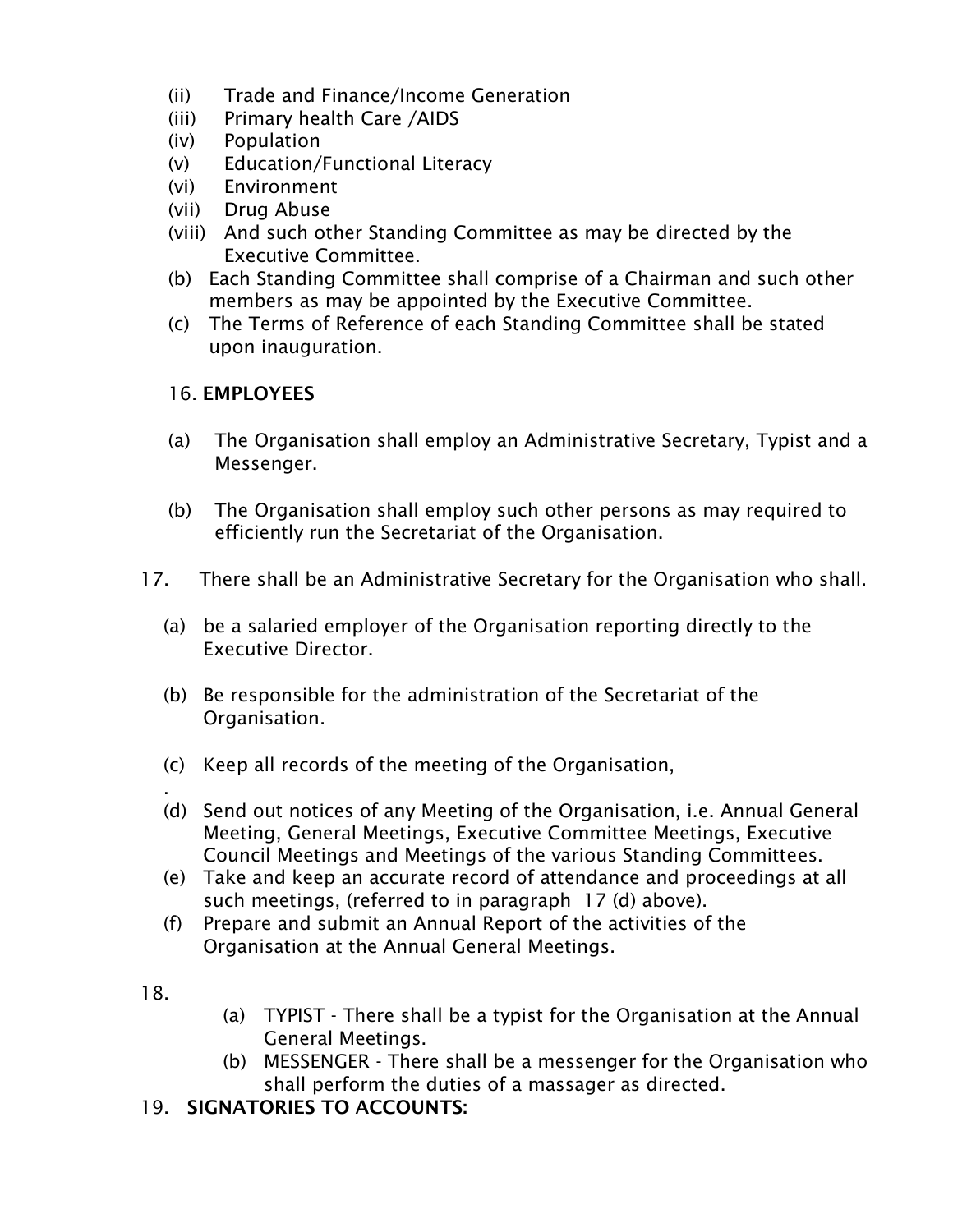(ii) Trade and Finance/Income Generation
(iii) Primary health Care /AIDS
(iv) Population
(v) Education/Functional Literacy
(vi) Environment
(vii) Drug Abuse
(viii) And such other Standing Committee as may be directed by the Executive Committee.

(b) Each Standing Committee shall comprise of a Chairman and such other members as may be appointed by the Executive Committee.

(c) The Terms of Reference of each Standing Committee shall be stated upon inauguration.

16. **EMPLOYEES**

(a) The Organisation shall employ an Administrative Secretary, Typist and a Messenger.

(b) The Organisation shall employ such other persons as may required to efficiently run the Secretariat of the Organisation.

17. There shall be an Administrative Secretary for the Organisation who shall.

(a) be a salaried employer of the Organisation reporting directly to the Executive Director.

(b) Be responsible for the administration of the Secretariat of the Organisation.

(c) Keep all records of the meeting of the Organisation,

.

(d) Send out notices of any Meeting of the Organisation, i.e. Annual General Meeting, General Meetings, Executive Committee Meetings, Executive Council Meetings and Meetings of the various Standing Committees.

(e) Take and keep an accurate record of attendance and proceedings at all such meetings, (referred to in paragraph 17 (d) above).

(f) Prepare and submit an Annual Report of the activities of the Organisation at the Annual General Meetings.

18.

(a) TYPIST - There shall be a typist for the Organisation at the Annual General Meetings.

(b) MESSENGER - There shall be a messenger for the Organisation who shall perform the duties of a massager as directed.

19. **SIGNATORIES TO ACCOUNTS:**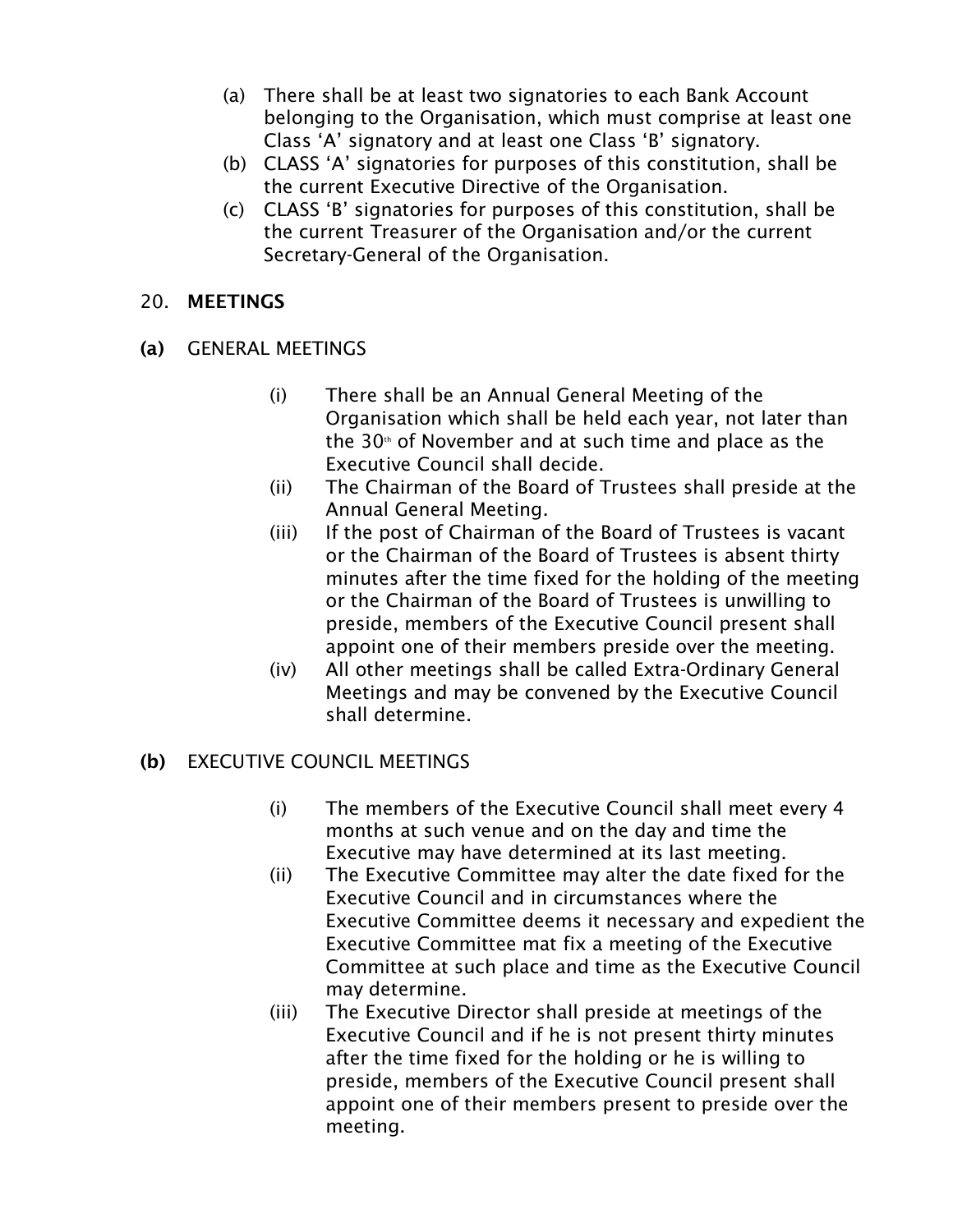(a) There shall be at least two signatories to each Bank Account belonging to the Organisation, which must comprise at least one Class 'A' signatory and at least one Class 'B' signatory.
(b) CLASS 'A' signatories for purposes of this constitution, shall be the current Executive Directive of the Organisation.
(c) CLASS 'B' signatories for purposes of this constitution, shall be the current Treasurer of the Organisation and/or the current Secretary-General of the Organisation.

## 20. MEETINGS

**(a)** GENERAL MEETINGS

(i) There shall be an Annual General Meeting of the Organisation which shall be held each year, not later than the 30th of November and at such time and place as the Executive Council shall decide.
(ii) The Chairman of the Board of Trustees shall preside at the Annual General Meeting.
(iii) If the post of Chairman of the Board of Trustees is vacant or the Chairman of the Board of Trustees is absent thirty minutes after the time fixed for the holding of the meeting or the Chairman of the Board of Trustees is unwilling to preside, members of the Executive Council present shall appoint one of their members preside over the meeting.
(iv) All other meetings shall be called Extra-Ordinary General Meetings and may be convened by the Executive Council shall determine.

**(b)** EXECUTIVE COUNCIL MEETINGS

(i) The members of the Executive Council shall meet every 4 months at such venue and on the day and time the Executive may have determined at its last meeting.
(ii) The Executive Committee may alter the date fixed for the Executive Council and in circumstances where the Executive Committee deems it necessary and expedient the Executive Committee mat fix a meeting of the Executive Committee at such place and time as the Executive Council may determine.
(iii) The Executive Director shall preside at meetings of the Executive Council and if he is not present thirty minutes after the time fixed for the holding or he is willing to preside, members of the Executive Council present shall appoint one of their members present to preside over the meeting.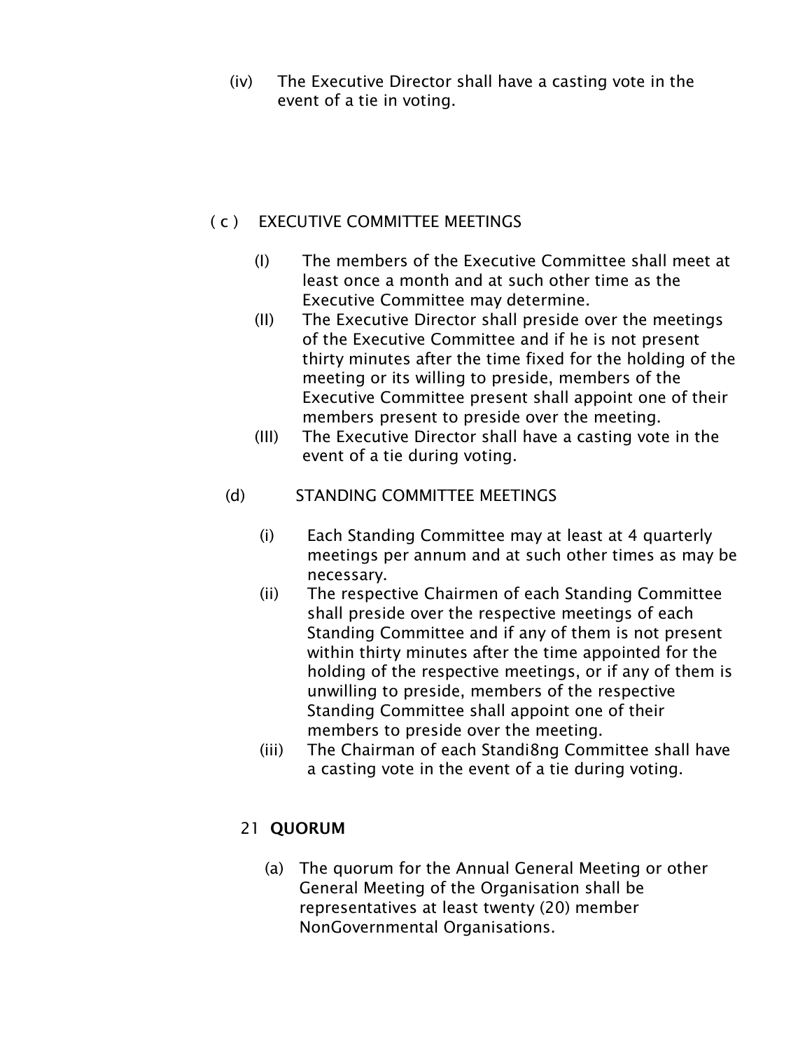(iv) The Executive Director shall have a casting vote in the event of a tie in voting.

( c ) EXECUTIVE COMMITTEE MEETINGS

(I) The members of the Executive Committee shall meet at least once a month and at such other time as the Executive Committee may determine.

(II) The Executive Director shall preside over the meetings of the Executive Committee and if he is not present thirty minutes after the time fixed for the holding of the meeting or its willing to preside, members of the Executive Committee present shall appoint one of their members present to preside over the meeting.

(III) The Executive Director shall have a casting vote in the event of a tie during voting.

(d) STANDING COMMITTEE MEETINGS

(i) Each Standing Committee may at least at 4 quarterly meetings per annum and at such other times as may be necessary.

(ii) The respective Chairmen of each Standing Committee shall preside over the respective meetings of each Standing Committee and if any of them is not present within thirty minutes after the time appointed for the holding of the respective meetings, or if any of them is unwilling to preside, members of the respective Standing Committee shall appoint one of their members to preside over the meeting.

(iii) The Chairman of each Standi8ng Committee shall have a casting vote in the event of a tie during voting.

21 **QUORUM**

(a) The quorum for the Annual General Meeting or other General Meeting of the Organisation shall be representatives at least twenty (20) member NonGovernmental Organisations.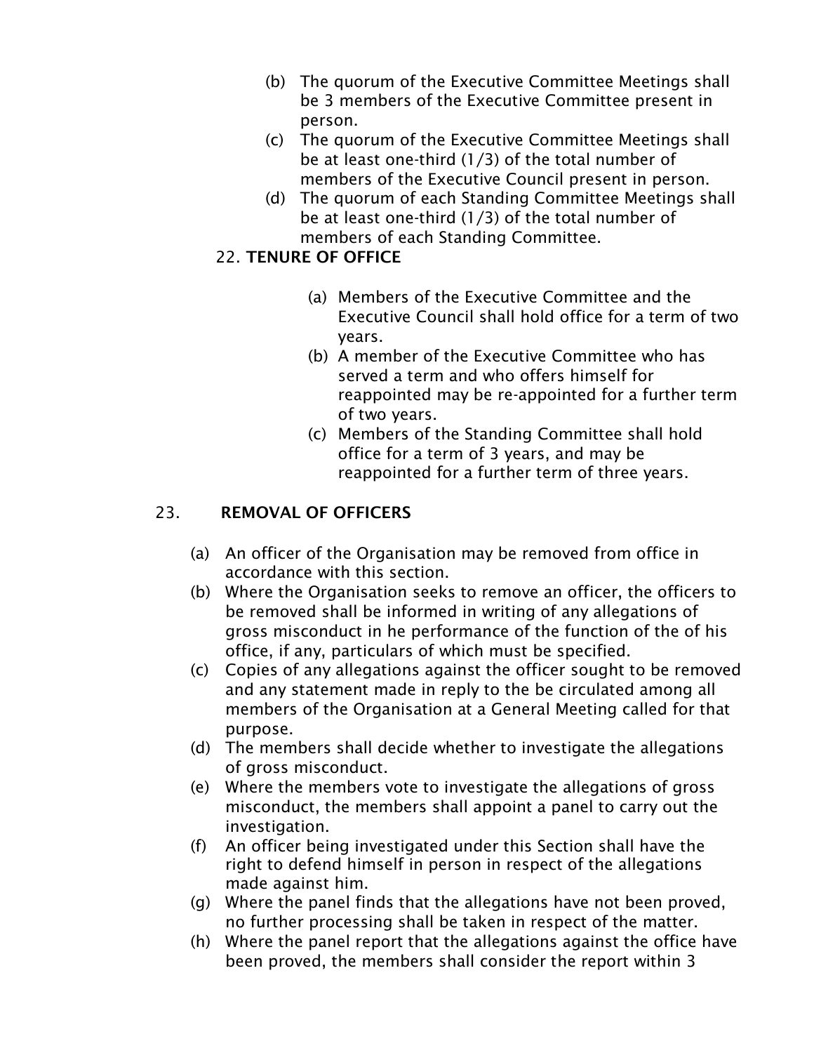(b) The quorum of the Executive Committee Meetings shall be 3 members of the Executive Committee present in person.
(c) The quorum of the Executive Committee Meetings shall be at least one-third (1/3) of the total number of members of the Executive Council present in person.
(d) The quorum of each Standing Committee Meetings shall be at least one-third (1/3) of the total number of members of each Standing Committee.

## 22. TENURE OF OFFICE

(a) Members of the Executive Committee and the Executive Council shall hold office for a term of two years.
(b) A member of the Executive Committee who has served a term and who offers himself for reappointed may be re-appointed for a further term of two years.
(c) Members of the Standing Committee shall hold office for a term of 3 years, and may be reappointed for a further term of three years.

## 23. REMOVAL OF OFFICERS

(a) An officer of the Organisation may be removed from office in accordance with this section.
(b) Where the Organisation seeks to remove an officer, the officers to be removed shall be informed in writing of any allegations of gross misconduct in he performance of the function of the of his office, if any, particulars of which must be specified.
(c) Copies of any allegations against the officer sought to be removed and any statement made in reply to the be circulated among all members of the Organisation at a General Meeting called for that purpose.
(d) The members shall decide whether to investigate the allegations of gross misconduct.
(e) Where the members vote to investigate the allegations of gross misconduct, the members shall appoint a panel to carry out the investigation.
(f) An officer being investigated under this Section shall have the right to defend himself in person in respect of the allegations made against him.
(g) Where the panel finds that the allegations have not been proved, no further processing shall be taken in respect of the matter.
(h) Where the panel report that the allegations against the office have been proved, the members shall consider the report within 3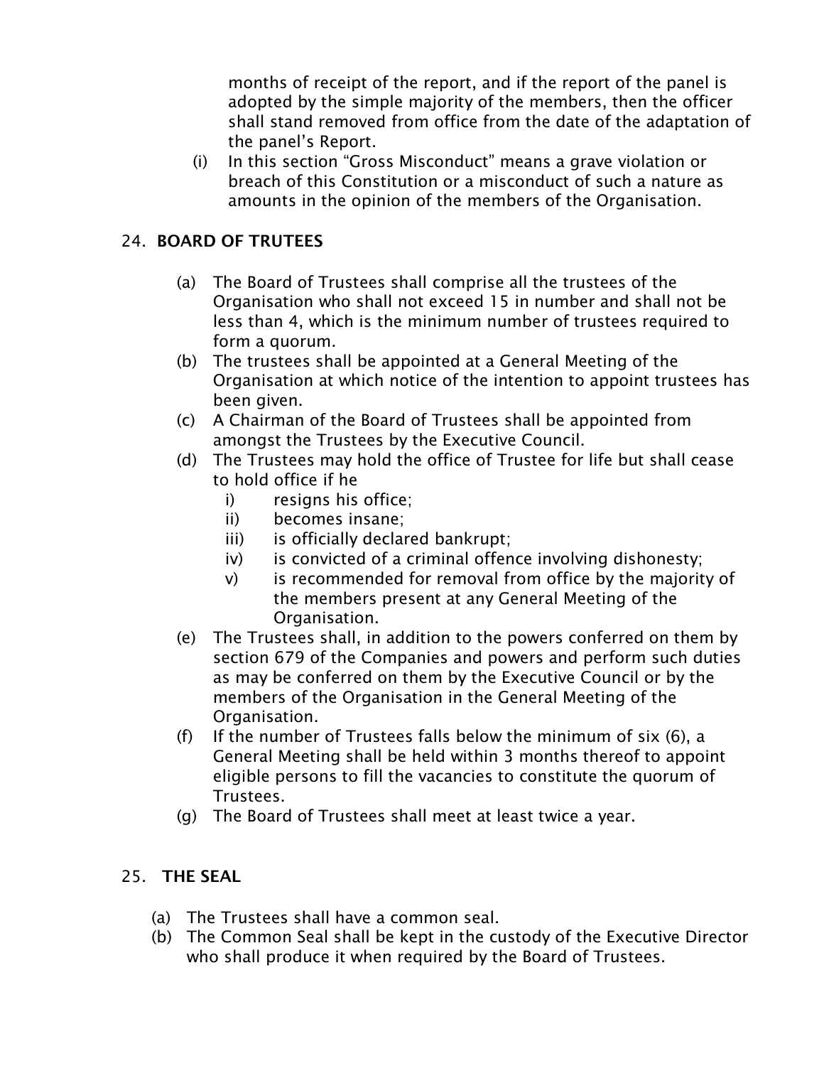months of receipt of the report, and if the report of the panel is adopted by the simple majority of the members, then the officer shall stand removed from office from the date of the adaptation of the panel's Report.

(i) In this section "Gross Misconduct" means a grave violation or breach of this Constitution or a misconduct of such a nature as amounts in the opinion of the members of the Organisation.

## 24. BOARD OF TRUTEES

(a) The Board of Trustees shall comprise all the trustees of the Organisation who shall not exceed 15 in number and shall not be less than 4, which is the minimum number of trustees required to form a quorum.

(b) The trustees shall be appointed at a General Meeting of the Organisation at which notice of the intention to appoint trustees has been given.

(c) A Chairman of the Board of Trustees shall be appointed from amongst the Trustees by the Executive Council.

(d) The Trustees may hold the office of Trustee for life but shall cease to hold office if he

- i) resigns his office;
- ii) becomes insane;
- iii) is officially declared bankrupt;
- iv) is convicted of a criminal offence involving dishonesty;
- v) is recommended for removal from office by the majority of the members present at any General Meeting of the Organisation.

(e) The Trustees shall, in addition to the powers conferred on them by section 679 of the Companies and powers and perform such duties as may be conferred on them by the Executive Council or by the members of the Organisation in the General Meeting of the Organisation.

(f) If the number of Trustees falls below the minimum of six (6), a General Meeting shall be held within 3 months thereof to appoint eligible persons to fill the vacancies to constitute the quorum of Trustees.

(g) The Board of Trustees shall meet at least twice a year.

## 25. THE SEAL

(a) The Trustees shall have a common seal.

(b) The Common Seal shall be kept in the custody of the Executive Director who shall produce it when required by the Board of Trustees.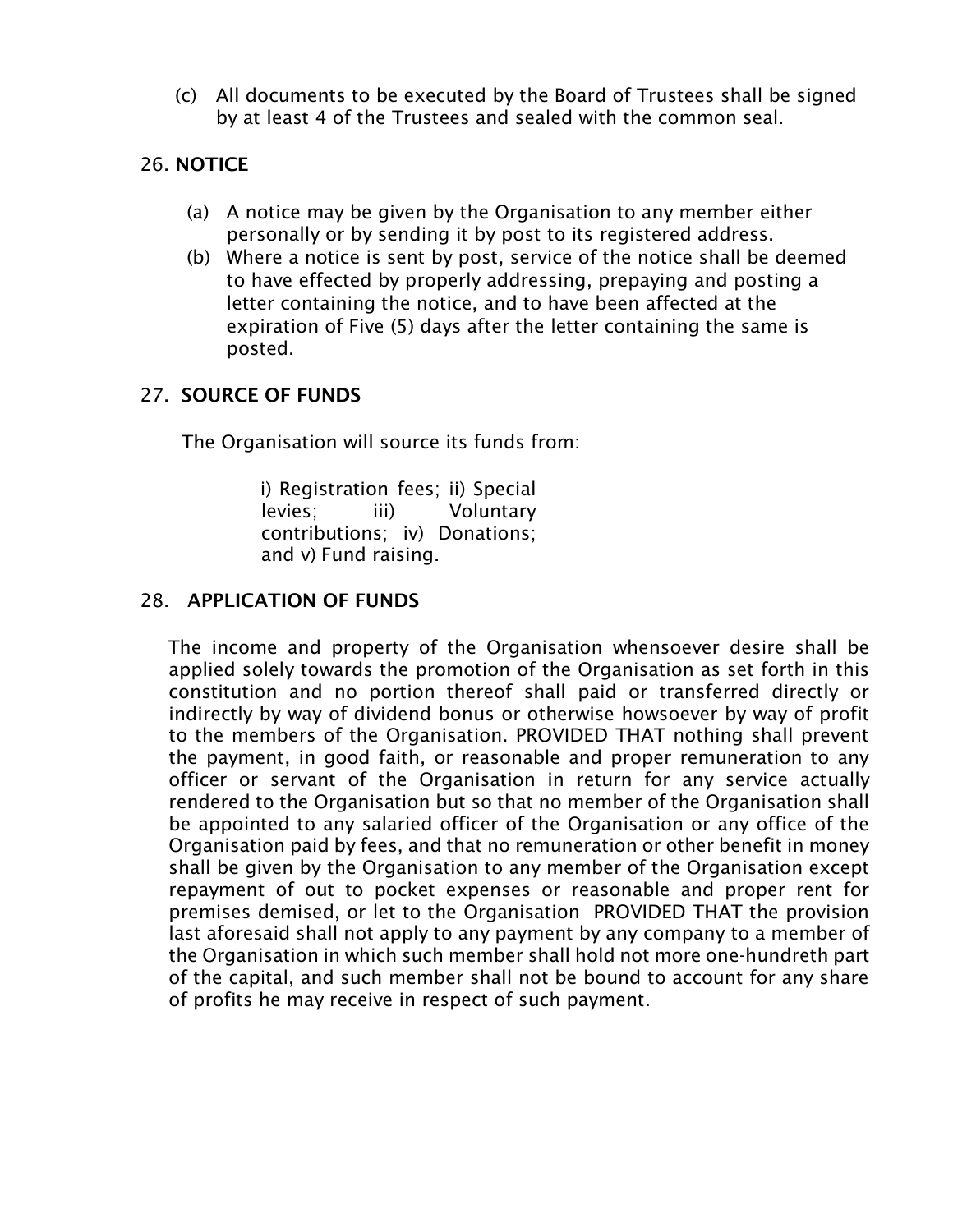(c) All documents to be executed by the Board of Trustees shall be signed by at least 4 of the Trustees and sealed with the common seal.

26. **NOTICE**

(a) A notice may be given by the Organisation to any member either personally or by sending it by post to its registered address.
(b) Where a notice is sent by post, service of the notice shall be deemed to have effected by properly addressing, prepaying and posting a letter containing the notice, and to have been affected at the expiration of Five (5) days after the letter containing the same is posted.

27. **SOURCE OF FUNDS**

The Organisation will source its funds from:

i) Registration fees; ii) Special levies; iii) Voluntary contributions; iv) Donations; and v) Fund raising.

28. **APPLICATION OF FUNDS**

The income and property of the Organisation whensoever desire shall be applied solely towards the promotion of the Organisation as set forth in this constitution and no portion thereof shall paid or transferred directly or indirectly by way of dividend bonus or otherwise howsoever by way of profit to the members of the Organisation. PROVIDED THAT nothing shall prevent the payment, in good faith, or reasonable and proper remuneration to any officer or servant of the Organisation in return for any service actually rendered to the Organisation but so that no member of the Organisation shall be appointed to any salaried officer of the Organisation or any office of the Organisation paid by fees, and that no remuneration or other benefit in money shall be given by the Organisation to any member of the Organisation except repayment of out to pocket expenses or reasonable and proper rent for premises demised, or let to the Organisation PROVIDED THAT the provision last aforesaid shall not apply to any payment by any company to a member of the Organisation in which such member shall hold not more one-hundreth part of the capital, and such member shall not be bound to account for any share of profits he may receive in respect of such payment.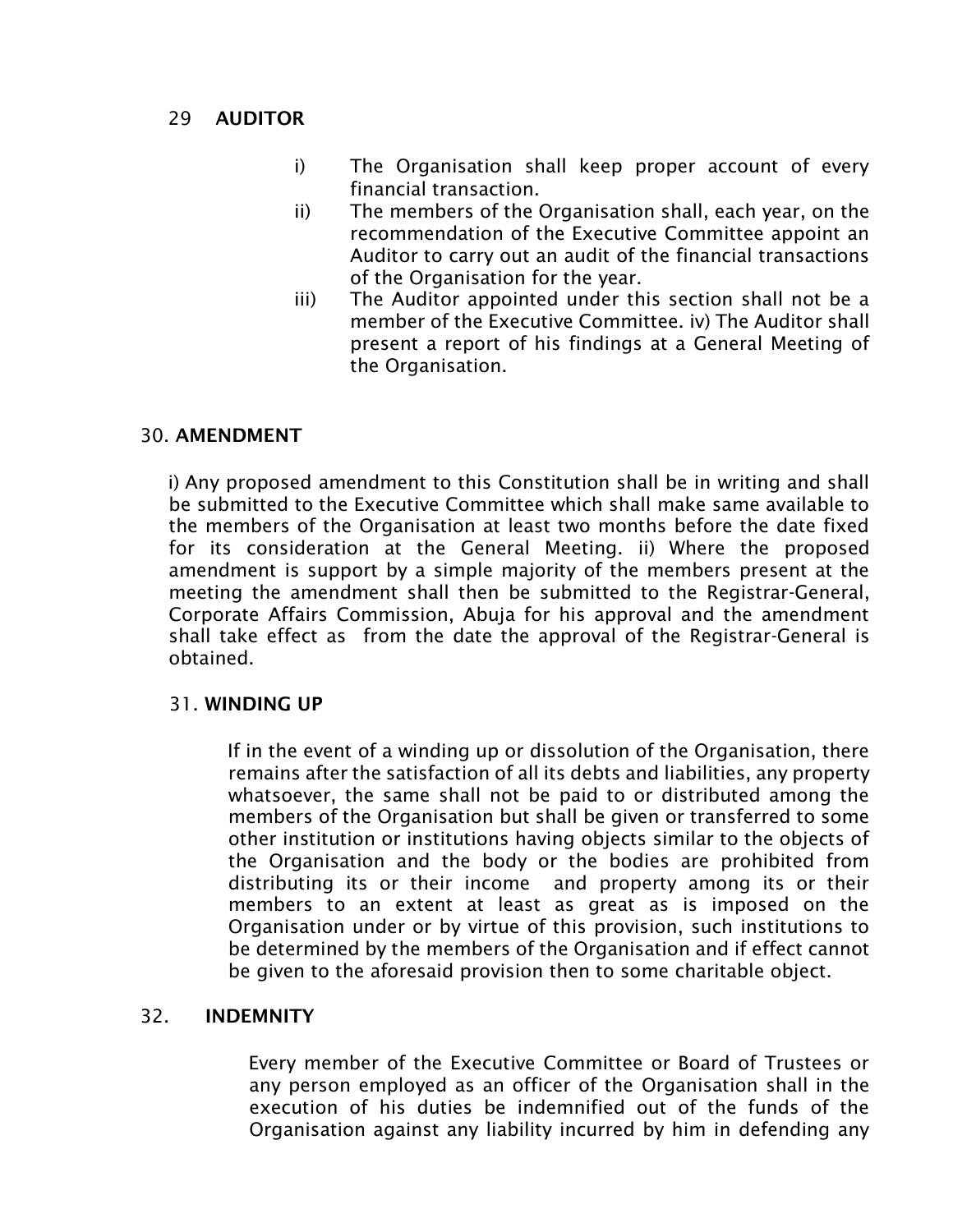## 29 AUDITOR

i) The Organisation shall keep proper account of every financial transaction.

ii) The members of the Organisation shall, each year, on the recommendation of the Executive Committee appoint an Auditor to carry out an audit of the financial transactions of the Organisation for the year.

iii) The Auditor appointed under this section shall not be a member of the Executive Committee. iv) The Auditor shall present a report of his findings at a General Meeting of the Organisation.

## 30. AMENDMENT

i) Any proposed amendment to this Constitution shall be in writing and shall be submitted to the Executive Committee which shall make same available to the members of the Organisation at least two months before the date fixed for its consideration at the General Meeting. ii) Where the proposed amendment is support by a simple majority of the members present at the meeting the amendment shall then be submitted to the Registrar-General, Corporate Affairs Commission, Abuja for his approval and the amendment shall take effect as from the date the approval of the Registrar-General is obtained.

## 31. WINDING UP

If in the event of a winding up or dissolution of the Organisation, there remains after the satisfaction of all its debts and liabilities, any property whatsoever, the same shall not be paid to or distributed among the members of the Organisation but shall be given or transferred to some other institution or institutions having objects similar to the objects of the Organisation and the body or the bodies are prohibited from distributing its or their income and property among its or their members to an extent at least as great as is imposed on the Organisation under or by virtue of this provision, such institutions to be determined by the members of the Organisation and if effect cannot be given to the aforesaid provision then to some charitable object.

## 32. INDEMNITY

Every member of the Executive Committee or Board of Trustees or any person employed as an officer of the Organisation shall in the execution of his duties be indemnified out of the funds of the Organisation against any liability incurred by him in defending any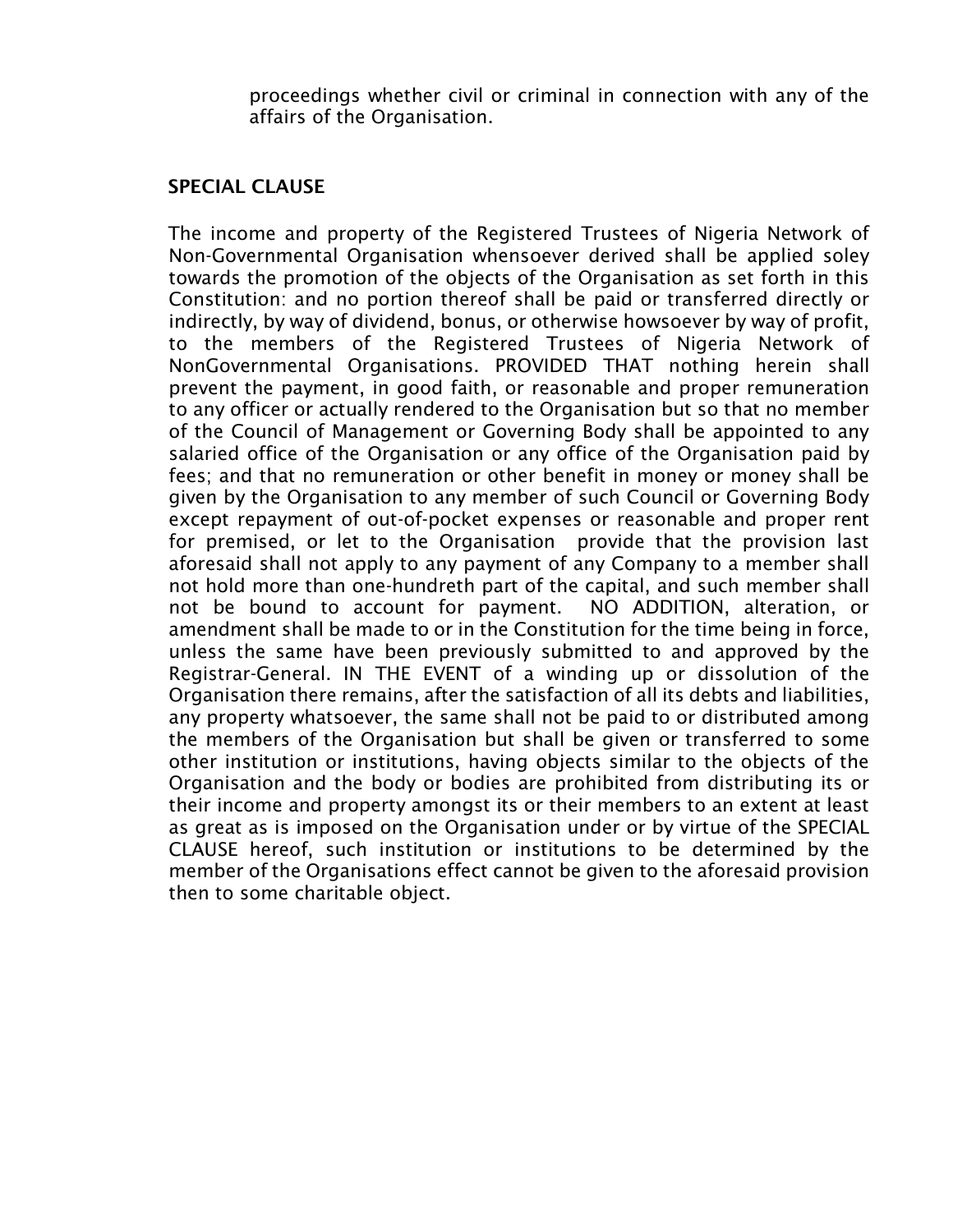proceedings whether civil or criminal in connection with any of the affairs of the Organisation.

**SPECIAL CLAUSE**

The income and property of the Registered Trustees of Nigeria Network of Non-Governmental Organisation whensoever derived shall be applied soley towards the promotion of the objects of the Organisation as set forth in this Constitution: and no portion thereof shall be paid or transferred directly or indirectly, by way of dividend, bonus, or otherwise howsoever by way of profit, to the members of the Registered Trustees of Nigeria Network of NonGovernmental Organisations. PROVIDED THAT nothing herein shall prevent the payment, in good faith, or reasonable and proper remuneration to any officer or actually rendered to the Organisation but so that no member of the Council of Management or Governing Body shall be appointed to any salaried office of the Organisation or any office of the Organisation paid by fees; and that no remuneration or other benefit in money or money shall be given by the Organisation to any member of such Council or Governing Body except repayment of out-of-pocket expenses or reasonable and proper rent for premised, or let to the Organisation provide that the provision last aforesaid shall not apply to any payment of any Company to a member shall not hold more than one-hundreth part of the capital, and such member shall not be bound to account for payment. NO ADDITION, alteration, or amendment shall be made to or in the Constitution for the time being in force, unless the same have been previously submitted to and approved by the Registrar-General. IN THE EVENT of a winding up or dissolution of the Organisation there remains, after the satisfaction of all its debts and liabilities, any property whatsoever, the same shall not be paid to or distributed among the members of the Organisation but shall be given or transferred to some other institution or institutions, having objects similar to the objects of the Organisation and the body or bodies are prohibited from distributing its or their income and property amongst its or their members to an extent at least as great as is imposed on the Organisation under or by virtue of the SPECIAL CLAUSE hereof, such institution or institutions to be determined by the member of the Organisations effect cannot be given to the aforesaid provision then to some charitable object.